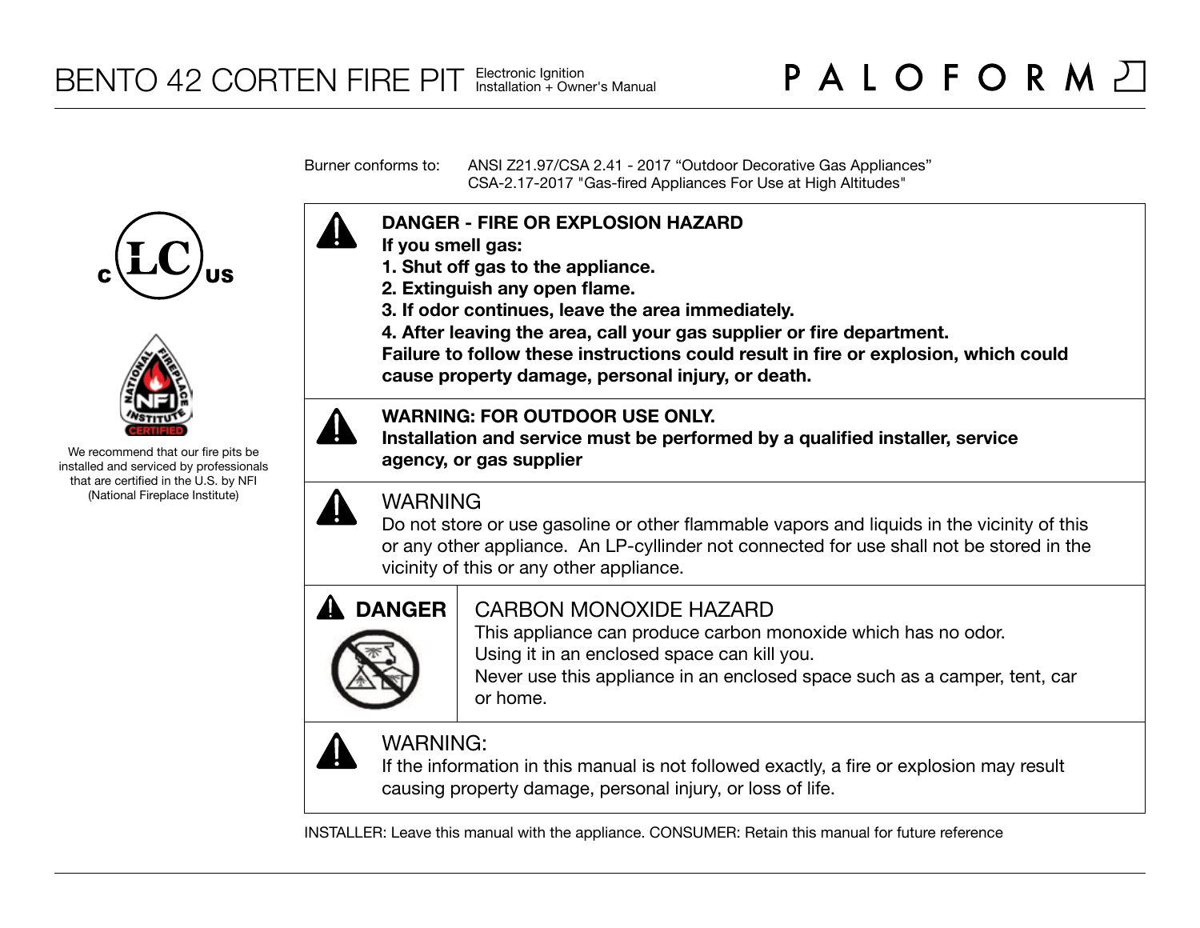# BENTO 42 CORTEN FIRE PIT

Electronic Ignition
Installation + Owner's Manual

PALOFORM

Burner conforms to: ANSI Z21.97/CSA 2.41 - 2017 "Outdoor Decorative Gas Appliances"
CSA-2.17-2017 "Gas-fired Appliances For Use at High Altitudes"

We recommend that our fire pits be installed and serviced by professionals that are certified in the U.S. by NFI (National Fireplace Institute)

**DANGER - FIRE OR EXPLOSION HAZARD**
**If you smell gas:**
**1. Shut off gas to the appliance.**
**2. Extinguish any open flame.**
**3. If odor continues, leave the area immediately.**
**4. After leaving the area, call your gas supplier or fire department.**
**Failure to follow these instructions could result in fire or explosion, which could cause property damage, personal injury, or death.**

**WARNING: FOR OUTDOOR USE ONLY.**
**Installation and service must be performed by a qualified installer, service agency, or gas supplier**

WARNING
Do not store or use gasoline or other flammable vapors and liquids in the vicinity of this or any other appliance. An LP-cyllinder not connected for use shall not be stored in the vicinity of this or any other appliance.

**DANGER**

CARBON MONOXIDE HAZARD
This appliance can produce carbon monoxide which has no odor.
Using it in an enclosed space can kill you.
Never use this appliance in an enclosed space such as a camper, tent, car or home.

WARNING:
If the information in this manual is not followed exactly, a fire or explosion may result causing property damage, personal injury, or loss of life.

INSTALLER: Leave this manual with the appliance. CONSUMER: Retain this manual for future reference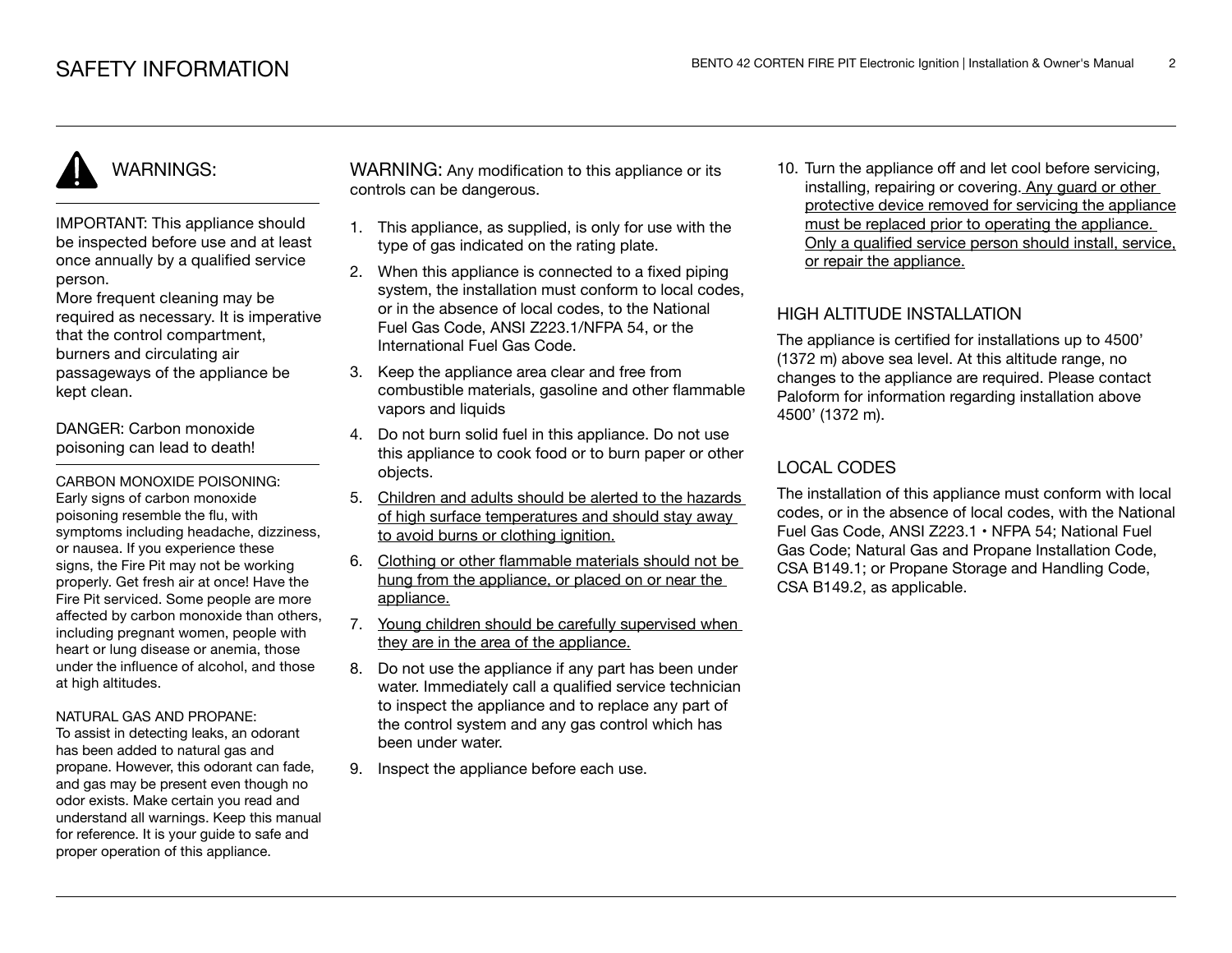# SAFETY INFORMATION

## WARNINGS:

IMPORTANT: This appliance should be inspected before use and at least once annually by a qualified service person.
More frequent cleaning may be required as necessary. It is imperative that the control compartment, burners and circulating air passageways of the appliance be kept clean.

DANGER: Carbon monoxide poisoning can lead to death!

CARBON MONOXIDE POISONING:
Early signs of carbon monoxide poisoning resemble the flu, with symptoms including headache, dizziness, or nausea. If you experience these signs, the Fire Pit may not be working properly. Get fresh air at once! Have the Fire Pit serviced. Some people are more affected by carbon monoxide than others, including pregnant women, people with heart or lung disease or anemia, those under the influence of alcohol, and those at high altitudes.

NATURAL GAS AND PROPANE:
To assist in detecting leaks, an odorant has been added to natural gas and propane. However, this odorant can fade, and gas may be present even though no odor exists. Make certain you read and understand all warnings. Keep this manual for reference. It is your guide to safe and proper operation of this appliance.

WARNING: Any modification to this appliance or its controls can be dangerous.

1. This appliance, as supplied, is only for use with the type of gas indicated on the rating plate.
2. When this appliance is connected to a fixed piping system, the installation must conform to local codes, or in the absence of local codes, to the National Fuel Gas Code, ANSI Z223.1/NFPA 54, or the International Fuel Gas Code.
3. Keep the appliance area clear and free from combustible materials, gasoline and other flammable vapors and liquids
4. Do not burn solid fuel in this appliance. Do not use this appliance to cook food or to burn paper or other objects.
5. <u>Children and adults should be alerted to the hazards of high surface temperatures and should stay away to avoid burns or clothing ignition.</u>
6. <u>Clothing or other flammable materials should not be hung from the appliance, or placed on or near the appliance.</u>
7. <u>Young children should be carefully supervised when they are in the area of the appliance.</u>
8. Do not use the appliance if any part has been under water. Immediately call a qualified service technician to inspect the appliance and to replace any part of the control system and any gas control which has been under water.
9. Inspect the appliance before each use.
10. Turn the appliance off and let cool before servicing, installing, repairing or covering. <u>Any guard or other protective device removed for servicing the appliance must be replaced prior to operating the appliance. Only a qualified service person should install, service, or repair the appliance.</u>

## HIGH ALTITUDE INSTALLATION

The appliance is certified for installations up to 4500' (1372 m) above sea level. At this altitude range, no changes to the appliance are required. Please contact Paloform for information regarding installation above 4500' (1372 m).

## LOCAL CODES

The installation of this appliance must conform with local codes, or in the absence of local codes, with the National Fuel Gas Code, ANSI Z223.1 • NFPA 54; National Fuel Gas Code; Natural Gas and Propane Installation Code, CSA B149.1; or Propane Storage and Handling Code, CSA B149.2, as applicable.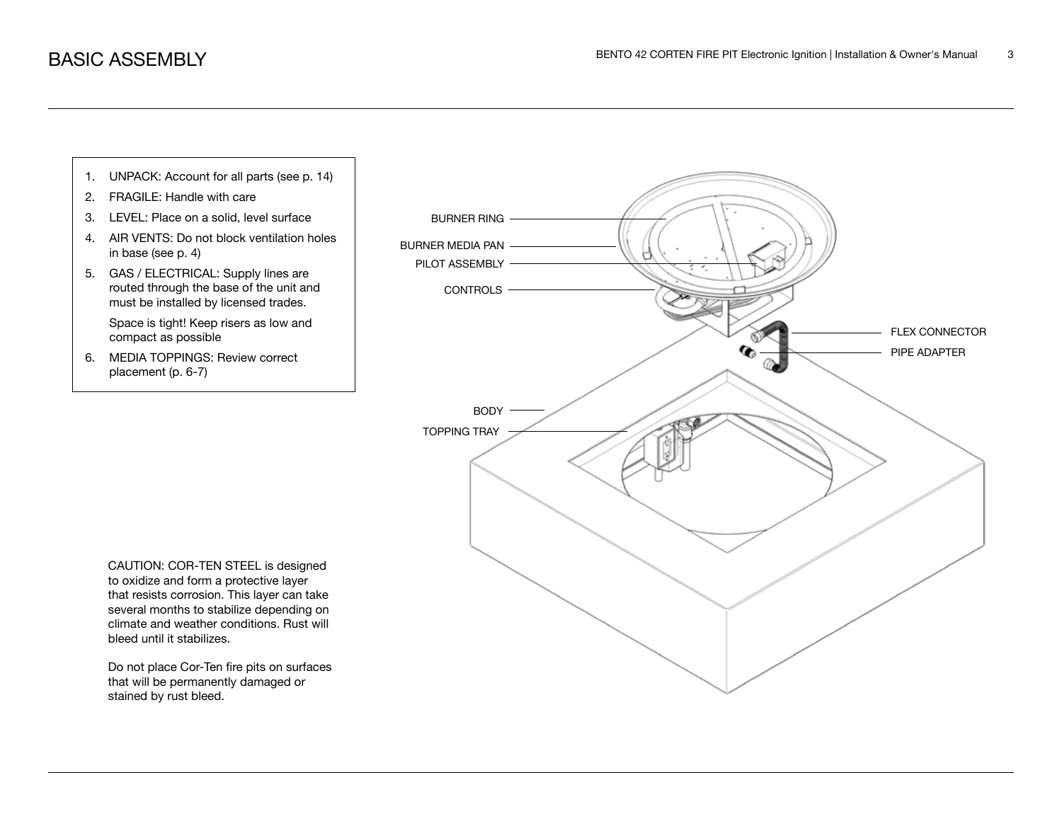# BASIC ASSEMBLY

1. UNPACK: Account for all parts (see p. 14)
2. FRAGILE: Handle with care
3. LEVEL: Place on a solid, level surface
4. AIR VENTS: Do not block ventilation holes in base (see p. 4)
5. GAS / ELECTRICAL: Supply lines are routed through the base of the unit and must be installed by licensed trades.

   Space is tight! Keep risers as low and compact as possible
6. MEDIA TOPPINGS: Review correct placement (p. 6-7)

BURNER RING

BURNER MEDIA PAN

PILOT ASSEMBLY

CONTROLS

FLEX CONNECTOR

PIPE ADAPTER

BODY

TOPPING TRAY

CAUTION: COR-TEN STEEL is designed to oxidize and form a protective layer that resists corrosion. This layer can take several months to stabilize depending on climate and weather conditions. Rust will bleed until it stabilizes.

Do not place Cor-Ten fire pits on surfaces that will be permanently damaged or stained by rust bleed.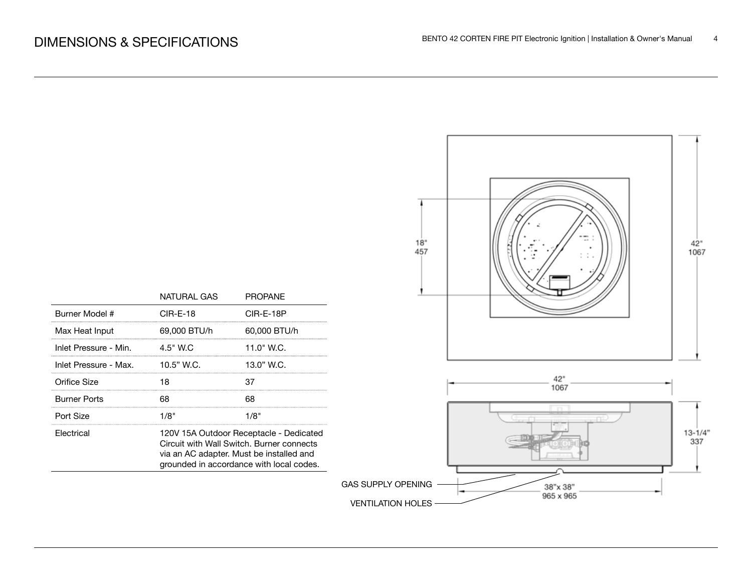# DIMENSIONS & SPECIFICATIONS

| | NATURAL GAS | PROPANE |
|---|---|---|
| Burner Model # | CIR-E-18 | CIR-E-18P |
| Max Heat Input | 69,000 BTU/h | 60,000 BTU/h |
| Inlet Pressure - Min. | 4.5" W.C | 11.0" W.C. |
| Inlet Pressure - Max. | 10.5" W.C. | 13.0" W.C. |
| Orifice Size | 18 | 37 |
| Burner Ports | 68 | 68 |
| Port Size | 1/8" | 1/8" |
| Electrical | 120V 15A Outdoor Receptacle - Dedicated Circuit with Wall Switch. Burner connects via an AC adapter. Must be installed and grounded in accordance with local codes. | |

18"
457

42"
1067

42"
1067

13-1/4"
337

38"x 38"
965 x 965

GAS SUPPLY OPENING

VENTILATION HOLES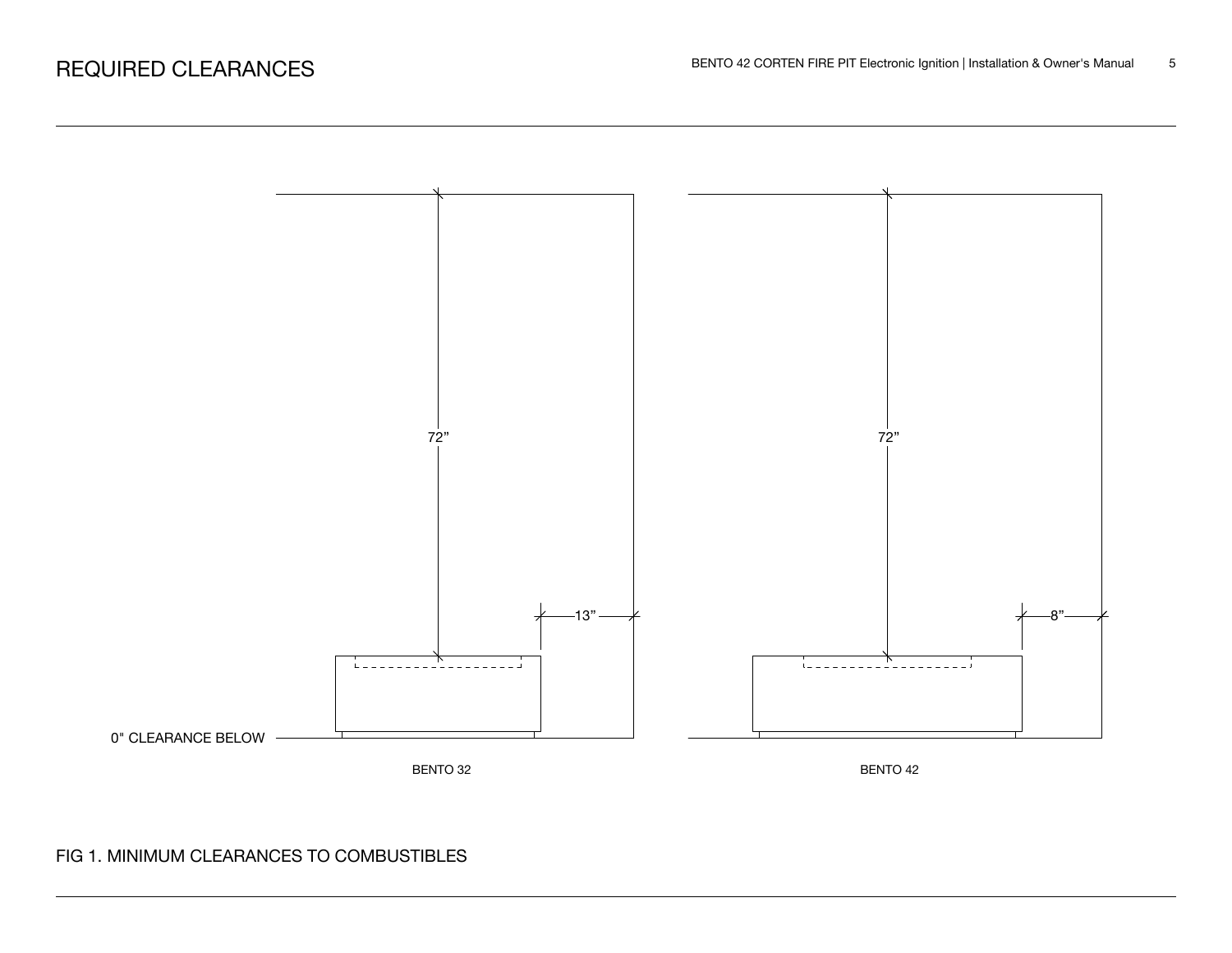# REQUIRED CLEARANCES

72”

13”

0" CLEARANCE BELOW

BENTO 32

72”

8”

BENTO 42

FIG 1. MINIMUM CLEARANCES TO COMBUSTIBLES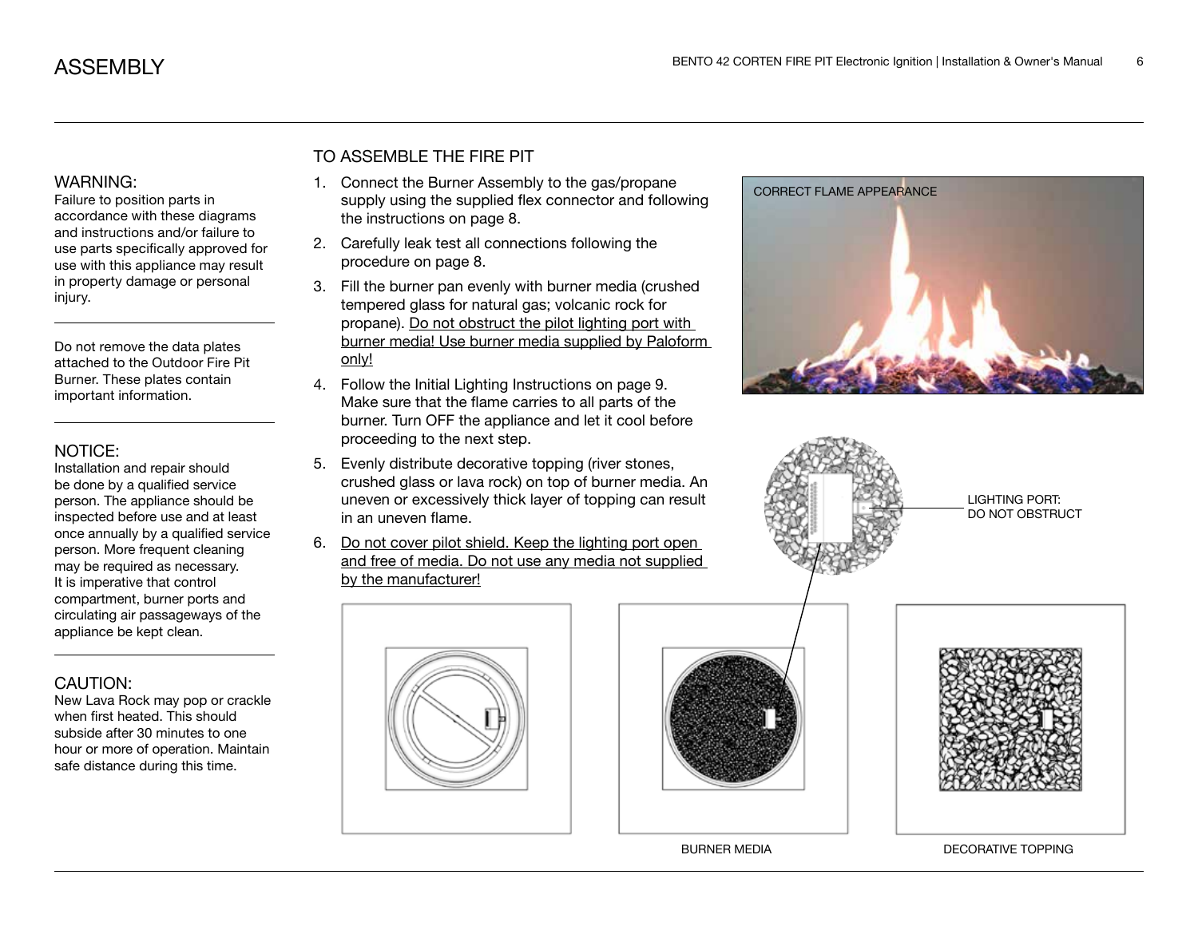# ASSEMBLY

**WARNING:**
Failure to position parts in accordance with these diagrams and instructions and/or failure to use parts specifically approved for use with this appliance may result in property damage or personal injury.

Do not remove the data plates attached to the Outdoor Fire Pit Burner. These plates contain important information.

**NOTICE:**
Installation and repair should be done by a qualified service person. The appliance should be inspected before use and at least once annually by a qualified service person. More frequent cleaning may be required as necessary. It is imperative that control compartment, burner ports and circulating air passageways of the appliance be kept clean.

**CAUTION:**
New Lava Rock may pop or crackle when first heated. This should subside after 30 minutes to one hour or more of operation. Maintain safe distance during this time.

## TO ASSEMBLE THE FIRE PIT

1. Connect the Burner Assembly to the gas/propane supply using the supplied flex connector and following the instructions on page 8.
2. Carefully leak test all connections following the procedure on page 8.
3. Fill the burner pan evenly with burner media (crushed tempered glass for natural gas; volcanic rock for propane). Do not obstruct the pilot lighting port with burner media! Use burner media supplied by Paloform only!
4. Follow the Initial Lighting Instructions on page 9. Make sure that the flame carries to all parts of the burner. Turn OFF the appliance and let it cool before proceeding to the next step.
5. Evenly distribute decorative topping (river stones, crushed glass or lava rock) on top of burner media. An uneven or excessively thick layer of topping can result in an uneven flame.
6. Do not cover pilot shield. Keep the lighting port open and free of media. Do not use any media not supplied by the manufacturer!

CORRECT FLAME APPEARANCE

LIGHTING PORT: DO NOT OBSTRUCT

BURNER MEDIA

DECORATIVE TOPPING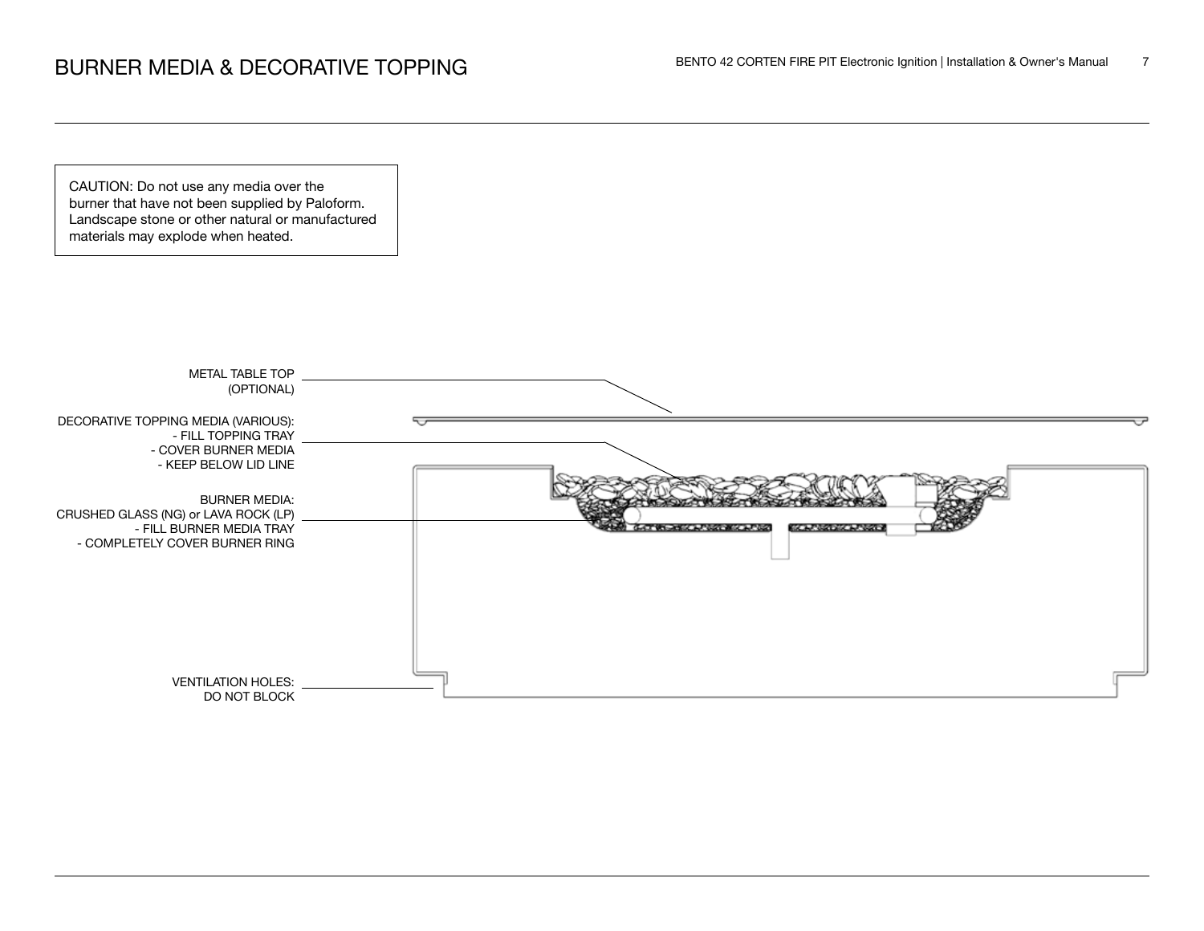# BURNER MEDIA & DECORATIVE TOPPING

CAUTION: Do not use any media over the burner that have not been supplied by Paloform. Landscape stone or other natural or manufactured materials may explode when heated.

METAL TABLE TOP (OPTIONAL)

DECORATIVE TOPPING MEDIA (VARIOUS):
- FILL TOPPING TRAY
- COVER BURNER MEDIA
- KEEP BELOW LID LINE

BURNER MEDIA:
CRUSHED GLASS (NG) or LAVA ROCK (LP)
- FILL BURNER MEDIA TRAY
- COMPLETELY COVER BURNER RING

VENTILATION HOLES:
DO NOT BLOCK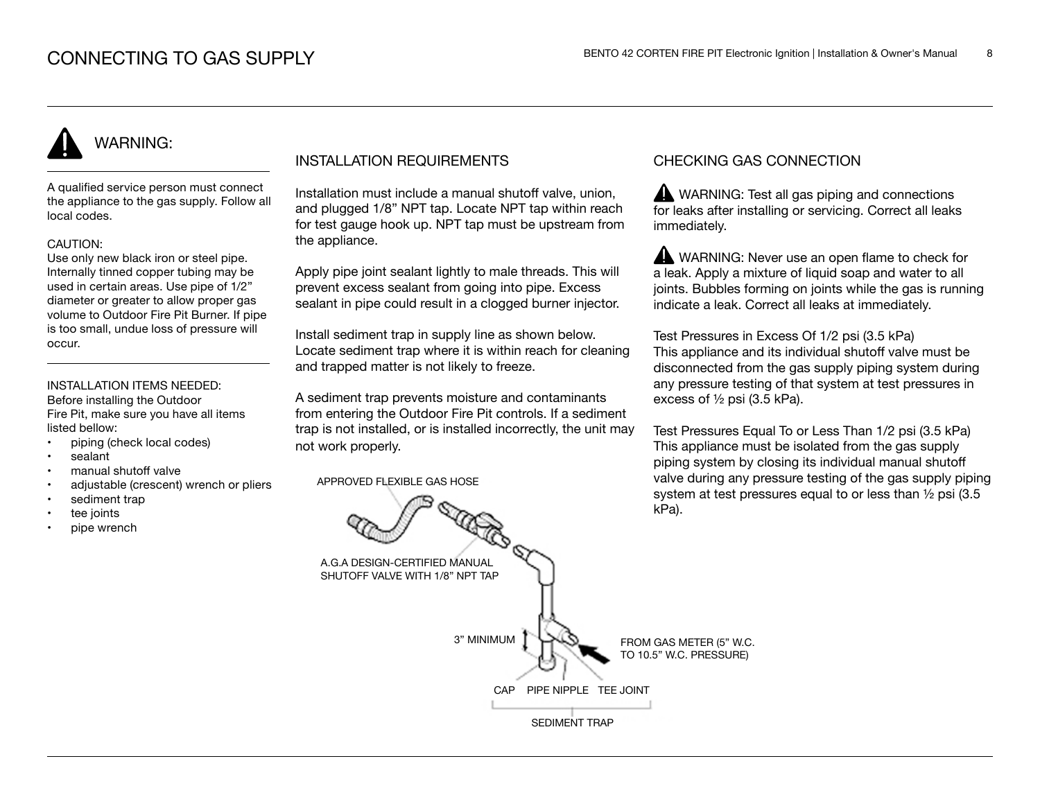# CONNECTING TO GAS SUPPLY

## WARNING:

A qualified service person must connect the appliance to the gas supply. Follow all local codes.

CAUTION:
Use only new black iron or steel pipe. Internally tinned copper tubing may be used in certain areas. Use pipe of 1/2" diameter or greater to allow proper gas volume to Outdoor Fire Pit Burner. If pipe is too small, undue loss of pressure will occur.

INSTALLATION ITEMS NEEDED:
Before installing the Outdoor Fire Pit, make sure you have all items listed bellow:

- piping (check local codes)
- sealant
- manual shutoff valve
- adjustable (crescent) wrench or pliers
- sediment trap
- tee joints
- pipe wrench

## INSTALLATION REQUIREMENTS

Installation must include a manual shutoff valve, union, and plugged 1/8" NPT tap. Locate NPT tap within reach for test gauge hook up. NPT tap must be upstream from the appliance.

Apply pipe joint sealant lightly to male threads. This will prevent excess sealant from going into pipe. Excess sealant in pipe could result in a clogged burner injector.

Install sediment trap in supply line as shown below. Locate sediment trap where it is within reach for cleaning and trapped matter is not likely to freeze.

A sediment trap prevents moisture and contaminants from entering the Outdoor Fire Pit controls. If a sediment trap is not installed, or is installed incorrectly, the unit may not work properly.

APPROVED FLEXIBLE GAS HOSE

A.G.A DESIGN-CERTIFIED MANUAL SHUTOFF VALVE WITH 1/8" NPT TAP

3" MINIMUM

FROM GAS METER (5" W.C. TO 10.5" W.C. PRESSURE)

CAP PIPE NIPPLE TEE JOINT

SEDIMENT TRAP

## CHECKING GAS CONNECTION

WARNING: Test all gas piping and connections for leaks after installing or servicing. Correct all leaks immediately.

WARNING: Never use an open flame to check for a leak. Apply a mixture of liquid soap and water to all joints. Bubbles forming on joints while the gas is running indicate a leak. Correct all leaks at immediately.

Test Pressures in Excess Of 1/2 psi (3.5 kPa)
This appliance and its individual shutoff valve must be disconnected from the gas supply piping system during any pressure testing of that system at test pressures in excess of ½ psi (3.5 kPa).

Test Pressures Equal To or Less Than 1/2 psi (3.5 kPa)
This appliance must be isolated from the gas supply piping system by closing its individual manual shutoff valve during any pressure testing of the gas supply piping system at test pressures equal to or less than ½ psi (3.5 kPa).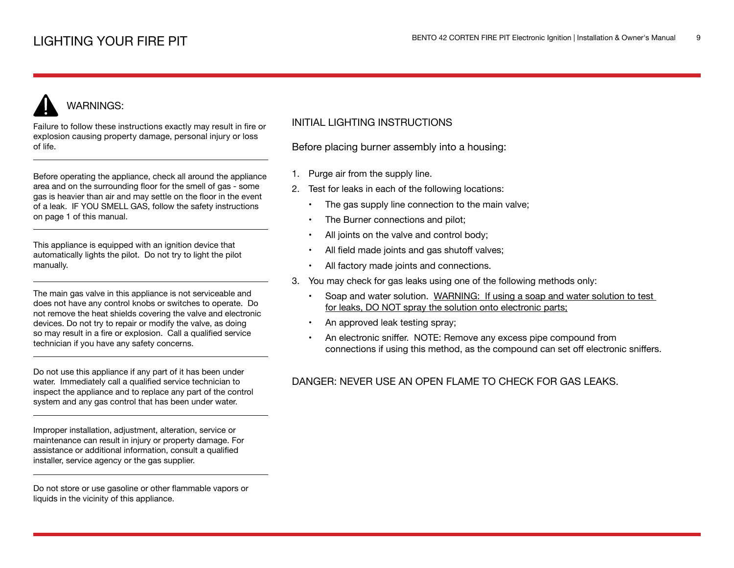# LIGHTING YOUR FIRE PIT

## WARNINGS:

Failure to follow these instructions exactly may result in fire or explosion causing property damage, personal injury or loss of life.

---

Before operating the appliance, check all around the appliance area and on the surrounding floor for the smell of gas - some gas is heavier than air and may settle on the floor in the event of a leak. IF YOU SMELL GAS, follow the safety instructions on page 1 of this manual.

---

This appliance is equipped with an ignition device that automatically lights the pilot. Do not try to light the pilot manually.

---

The main gas valve in this appliance is not serviceable and does not have any control knobs or switches to operate. Do not remove the heat shields covering the valve and electronic devices. Do not try to repair or modify the valve, as doing so may result in a fire or explosion. Call a qualified service technician if you have any safety concerns.

---

Do not use this appliance if any part of it has been under water. Immediately call a qualified service technician to inspect the appliance and to replace any part of the control system and any gas control that has been under water.

---

Improper installation, adjustment, alteration, service or maintenance can result in injury or property damage. For assistance or additional information, consult a qualified installer, service agency or the gas supplier.

---

Do not store or use gasoline or other flammable vapors or liquids in the vicinity of this appliance.

## INITIAL LIGHTING INSTRUCTIONS

Before placing burner assembly into a housing:

1. Purge air from the supply line.
2. Test for leaks in each of the following locations:
   - The gas supply line connection to the main valve;
   - The Burner connections and pilot;
   - All joints on the valve and control body;
   - All field made joints and gas shutoff valves;
   - All factory made joints and connections.
3. You may check for gas leaks using one of the following methods only:
   - Soap and water solution. WARNING: If using a soap and water solution to test for leaks, DO NOT spray the solution onto electronic parts;
   - An approved leak testing spray;
   - An electronic sniffer. NOTE: Remove any excess pipe compound from connections if using this method, as the compound can set off electronic sniffers.

DANGER: NEVER USE AN OPEN FLAME TO CHECK FOR GAS LEAKS.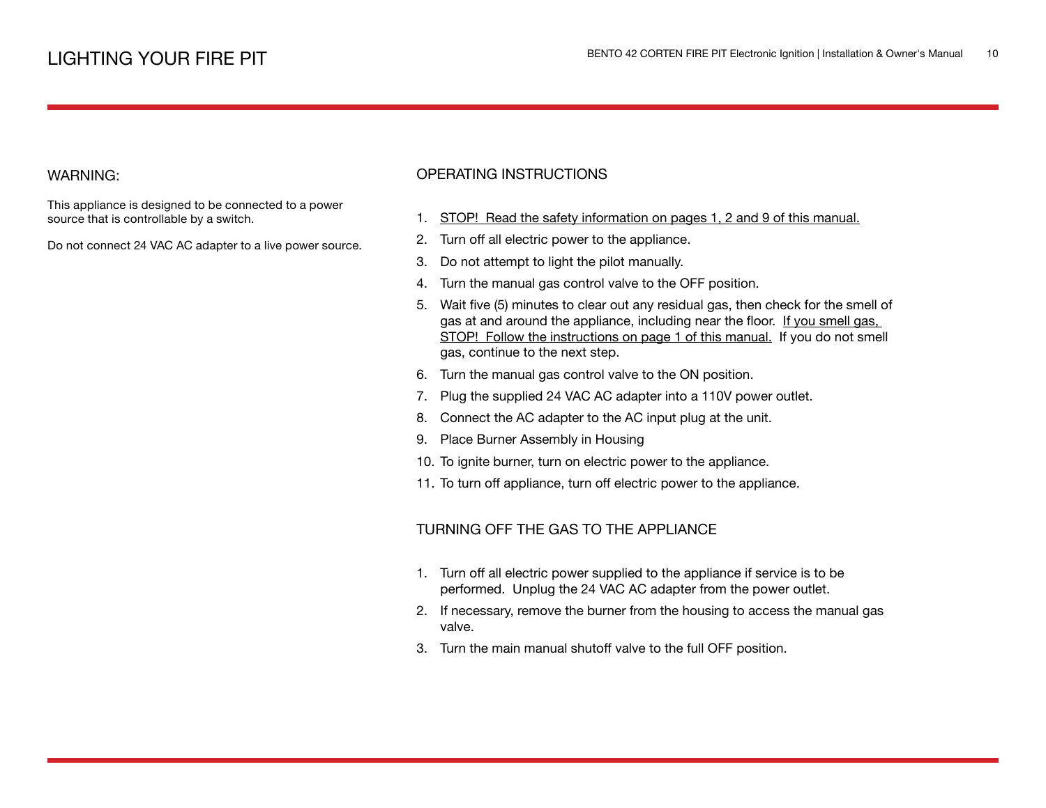# LIGHTING YOUR FIRE PIT

## WARNING:

This appliance is designed to be connected to a power source that is controllable by a switch.

Do not connect 24 VAC AC adapter to a live power source.

## OPERATING INSTRUCTIONS

1. <u>STOP! Read the safety information on pages 1, 2 and 9 of this manual.</u>
2. Turn off all electric power to the appliance.
3. Do not attempt to light the pilot manually.
4. Turn the manual gas control valve to the OFF position.
5. Wait five (5) minutes to clear out any residual gas, then check for the smell of gas at and around the appliance, including near the floor. <u>If you smell gas, STOP! Follow the instructions on page 1 of this manual.</u> If you do not smell gas, continue to the next step.
6. Turn the manual gas control valve to the ON position.
7. Plug the supplied 24 VAC AC adapter into a 110V power outlet.
8. Connect the AC adapter to the AC input plug at the unit.
9. Place Burner Assembly in Housing
10. To ignite burner, turn on electric power to the appliance.
11. To turn off appliance, turn off electric power to the appliance.

## TURNING OFF THE GAS TO THE APPLIANCE

1. Turn off all electric power supplied to the appliance if service is to be performed. Unplug the 24 VAC AC adapter from the power outlet.
2. If necessary, remove the burner from the housing to access the manual gas valve.
3. Turn the main manual shutoff valve to the full OFF position.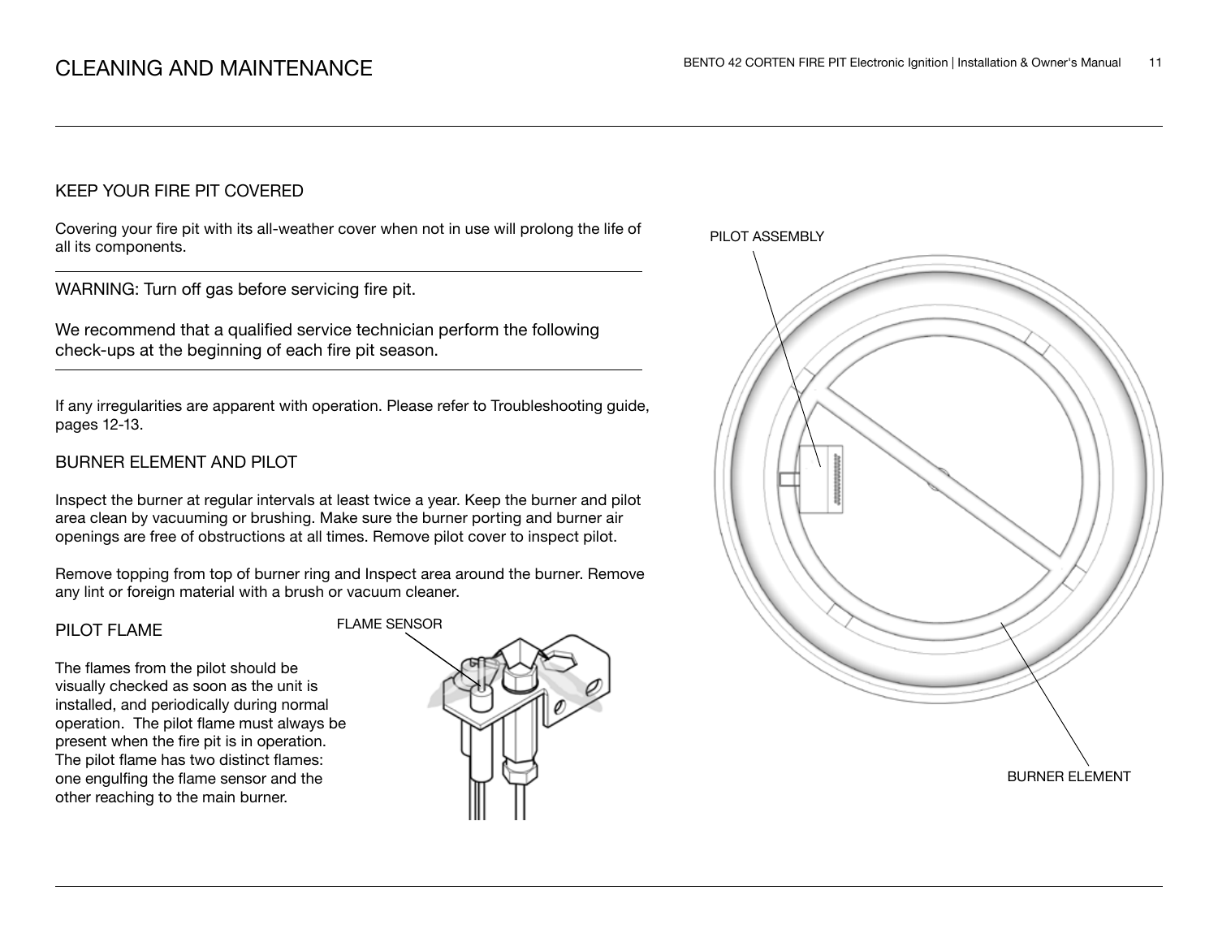# CLEANING AND MAINTENANCE

## KEEP YOUR FIRE PIT COVERED

Covering your fire pit with its all-weather cover when not in use will prolong the life of all its components.

---

WARNING: Turn off gas before servicing fire pit.

We recommend that a qualified service technician perform the following check-ups at the beginning of each fire pit season.

---

If any irregularities are apparent with operation. Please refer to Troubleshooting guide, pages 12-13.

## BURNER ELEMENT AND PILOT

Inspect the burner at regular intervals at least twice a year. Keep the burner and pilot area clean by vacuuming or brushing. Make sure the burner porting and burner air openings are free of obstructions at all times. Remove pilot cover to inspect pilot.

Remove topping from top of burner ring and Inspect area around the burner. Remove any lint or foreign material with a brush or vacuum cleaner.

## PILOT FLAME

The flames from the pilot should be visually checked as soon as the unit is installed, and periodically during normal operation. The pilot flame must always be present when the fire pit is in operation. The pilot flame has two distinct flames: one engulfing the flame sensor and the other reaching to the main burner.

FLAME SENSOR

PILOT ASSEMBLY

BURNER ELEMENT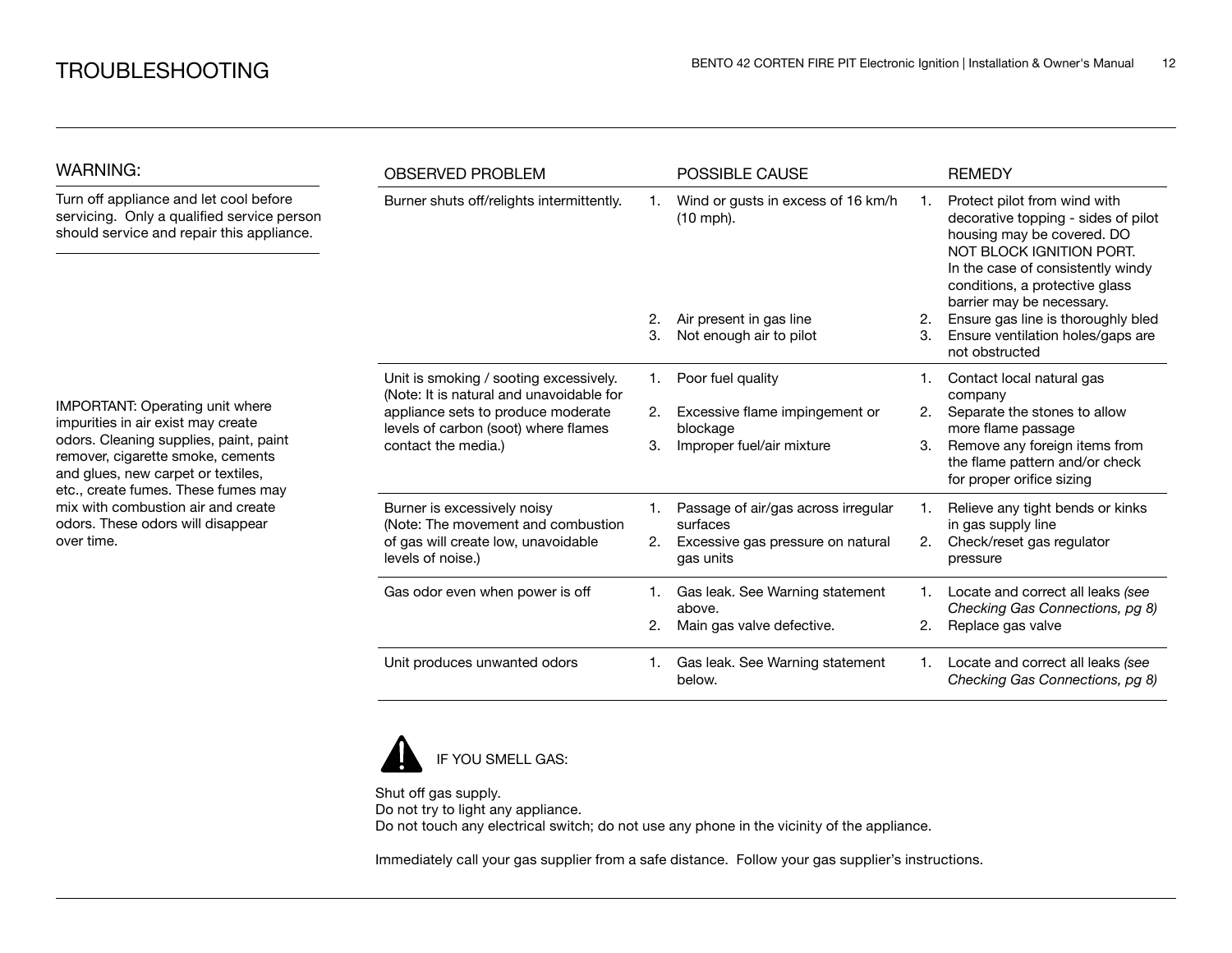# TROUBLESHOOTING

## WARNING:

Turn off appliance and let cool before servicing. Only a qualified service person should service and repair this appliance.

IMPORTANT: Operating unit where impurities in air exist may create odors. Cleaning supplies, paint, paint remover, cigarette smoke, cements and glues, new carpet or textiles, etc., create fumes. These fumes may mix with combustion air and create odors. These odors will disappear over time.

| OBSERVED PROBLEM | POSSIBLE CAUSE | REMEDY |
|---|---|---|
| Burner shuts off/relights intermittently. | 1. Wind or gusts in excess of 16 km/h (10 mph).<br>2. Air present in gas line<br>3. Not enough air to pilot | 1. Protect pilot from wind with decorative topping - sides of pilot housing may be covered. DO NOT BLOCK IGNITION PORT. In the case of consistently windy conditions, a protective glass barrier may be necessary.<br>2. Ensure gas line is thoroughly bled<br>3. Ensure ventilation holes/gaps are not obstructed |
| Unit is smoking / sooting excessively. (Note: It is natural and unavoidable for appliance sets to produce moderate levels of carbon (soot) where flames contact the media.) | 1. Poor fuel quality<br>2. Excessive flame impingement or blockage<br>3. Improper fuel/air mixture | 1. Contact local natural gas company<br>2. Separate the stones to allow more flame passage<br>3. Remove any foreign items from the flame pattern and/or check for proper orifice sizing |
| Burner is excessively noisy (Note: The movement and combustion of gas will create low, unavoidable levels of noise.) | 1. Passage of air/gas across irregular surfaces<br>2. Excessive gas pressure on natural gas units | 1. Relieve any tight bends or kinks in gas supply line<br>2. Check/reset gas regulator pressure |
| Gas odor even when power is off | 1. Gas leak. See Warning statement above.<br>2. Main gas valve defective. | 1. Locate and correct all leaks *(see Checking Gas Connections, pg 8)*<br>2. Replace gas valve |
| Unit produces unwanted odors | 1. Gas leak. See Warning statement below. | 1. Locate and correct all leaks *(see Checking Gas Connections, pg 8)* |

**IF YOU SMELL GAS:**

Shut off gas supply.
Do not try to light any appliance.
Do not touch any electrical switch; do not use any phone in the vicinity of the appliance.

Immediately call your gas supplier from a safe distance. Follow your gas supplier's instructions.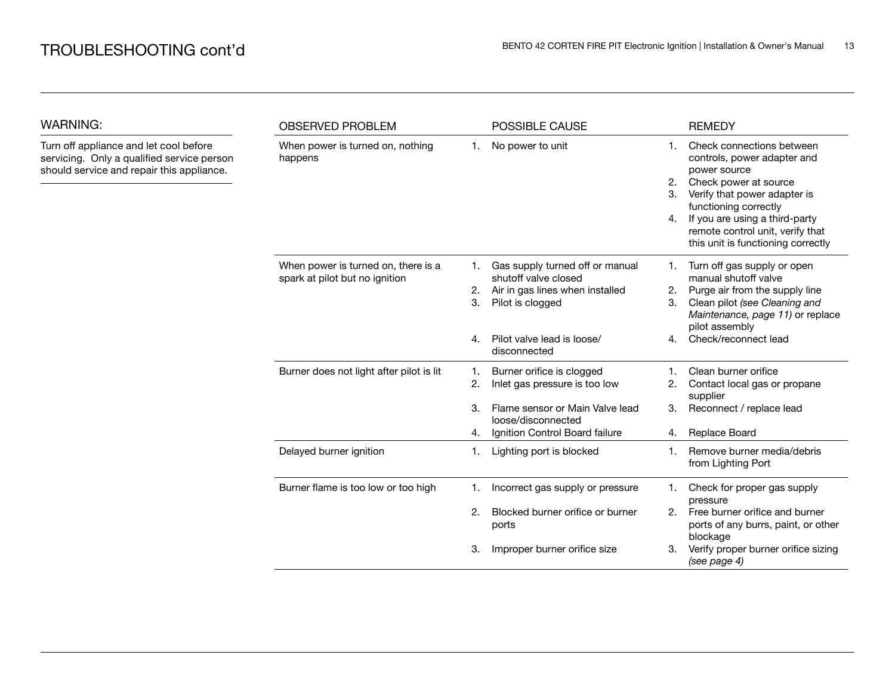# TROUBLESHOOTING cont'd

## WARNING:

Turn off appliance and let cool before servicing. Only a qualified service person should service and repair this appliance.

| OBSERVED PROBLEM | POSSIBLE CAUSE | REMEDY |
|---|---|---|
| When power is turned on, nothing happens | 1. No power to unit | 1. Check connections between controls, power adapter and power source<br>2. Check power at source<br>3. Verify that power adapter is functioning correctly<br>4. If you are using a third-party remote control unit, verify that this unit is functioning correctly |
| When power is turned on, there is a spark at pilot but no ignition | 1. Gas supply turned off or manual shutoff valve closed<br>2. Air in gas lines when installed<br>3. Pilot is clogged<br>4. Pilot valve lead is loose/disconnected | 1. Turn off gas supply or open manual shutoff valve<br>2. Purge air from the supply line<br>3. Clean pilot *(see Cleaning and Maintenance, page 11)* or replace pilot assembly<br>4. Check/reconnect lead |
| Burner does not light after pilot is lit | 1. Burner orifice is clogged<br>2. Inlet gas pressure is too low<br>3. Flame sensor or Main Valve lead loose/disconnected<br>4. Ignition Control Board failure | 1. Clean burner orifice<br>2. Contact local gas or propane supplier<br>3. Reconnect / replace lead<br>4. Replace Board |
| Delayed burner ignition | 1. Lighting port is blocked | 1. Remove burner media/debris from Lighting Port |
| Burner flame is too low or too high | 1. Incorrect gas supply or pressure<br>2. Blocked burner orifice or burner ports<br>3. Improper burner orifice size | 1. Check for proper gas supply pressure<br>2. Free burner orifice and burner ports of any burrs, paint, or other blockage<br>3. Verify proper burner orifice sizing *(see page 4)* |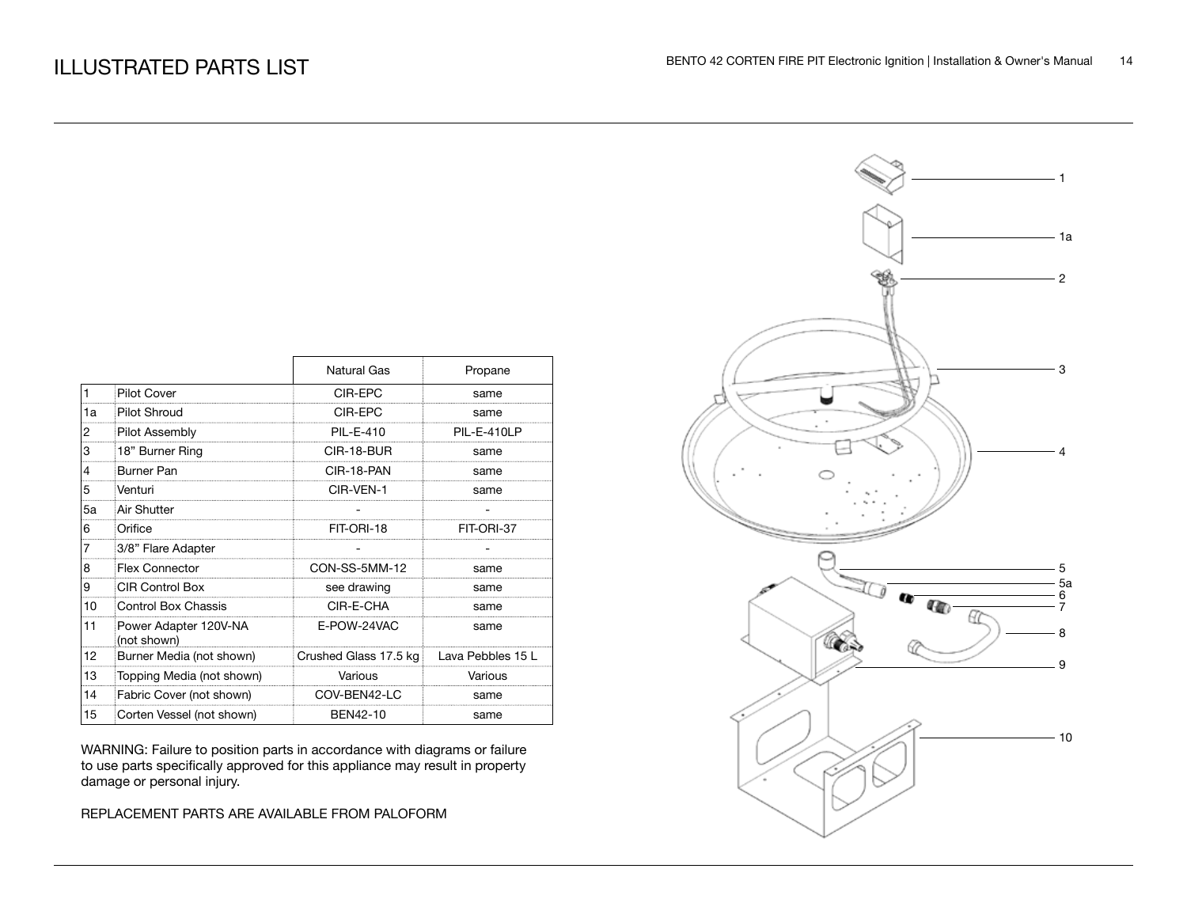# ILLUSTRATED PARTS LIST

| | | Natural Gas | Propane |
|---|---|---|---|
| 1 | Pilot Cover | CIR-EPC | same |
| 1a | Pilot Shroud | CIR-EPC | same |
| 2 | Pilot Assembly | PIL-E-410 | PIL-E-410LP |
| 3 | 18” Burner Ring | CIR-18-BUR | same |
| 4 | Burner Pan | CIR-18-PAN | same |
| 5 | Venturi | CIR-VEN-1 | same |
| 5a | Air Shutter | - | - |
| 6 | Orifice | FIT-ORI-18 | FIT-ORI-37 |
| 7 | 3/8” Flare Adapter | - | - |
| 8 | Flex Connector | CON-SS-5MM-12 | same |
| 9 | CIR Control Box | see drawing | same |
| 10 | Control Box Chassis | CIR-E-CHA | same |
| 11 | Power Adapter 120V-NA (not shown) | E-POW-24VAC | same |
| 12 | Burner Media (not shown) | Crushed Glass 17.5 kg | Lava Pebbles 15 L |
| 13 | Topping Media (not shown) | Various | Various |
| 14 | Fabric Cover (not shown) | COV-BEN42-LC | same |
| 15 | Corten Vessel (not shown) | BEN42-10 | same |

WARNING: Failure to position parts in accordance with diagrams or failure to use parts specifically approved for this appliance may result in property damage or personal injury.

REPLACEMENT PARTS ARE AVAILABLE FROM PALOFORM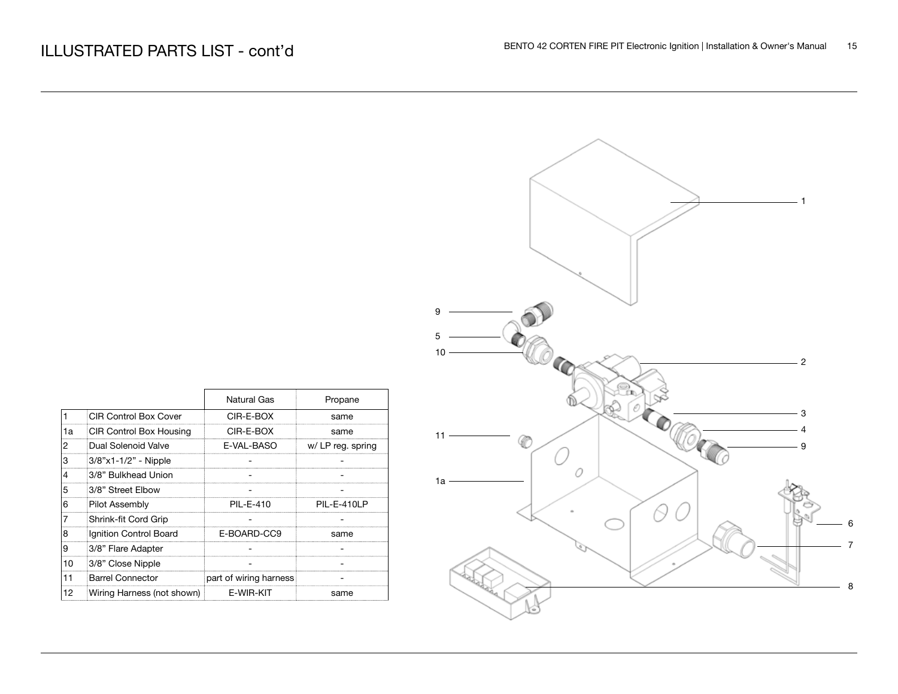# ILLUSTRATED PARTS LIST - cont'd

| | | Natural Gas | Propane |
|---|---|---|---|
| 1 | CIR Control Box Cover | CIR-E-BOX | same |
| 1a | CIR Control Box Housing | CIR-E-BOX | same |
| 2 | Dual Solenoid Valve | E-VAL-BASO | w/ LP reg. spring |
| 3 | 3/8"x1-1/2" - Nipple | - | - |
| 4 | 3/8" Bulkhead Union | - | - |
| 5 | 3/8" Street Elbow | - | - |
| 6 | Pilot Assembly | PIL-E-410 | PIL-E-410LP |
| 7 | Shrink-fit Cord Grip | - | - |
| 8 | Ignition Control Board | E-BOARD-CC9 | same |
| 9 | 3/8" Flare Adapter | - | - |
| 10 | 3/8" Close Nipple | - | - |
| 11 | Barrel Connector | part of wiring harness | - |
| 12 | Wiring Harness (not shown) | E-WIR-KIT | same |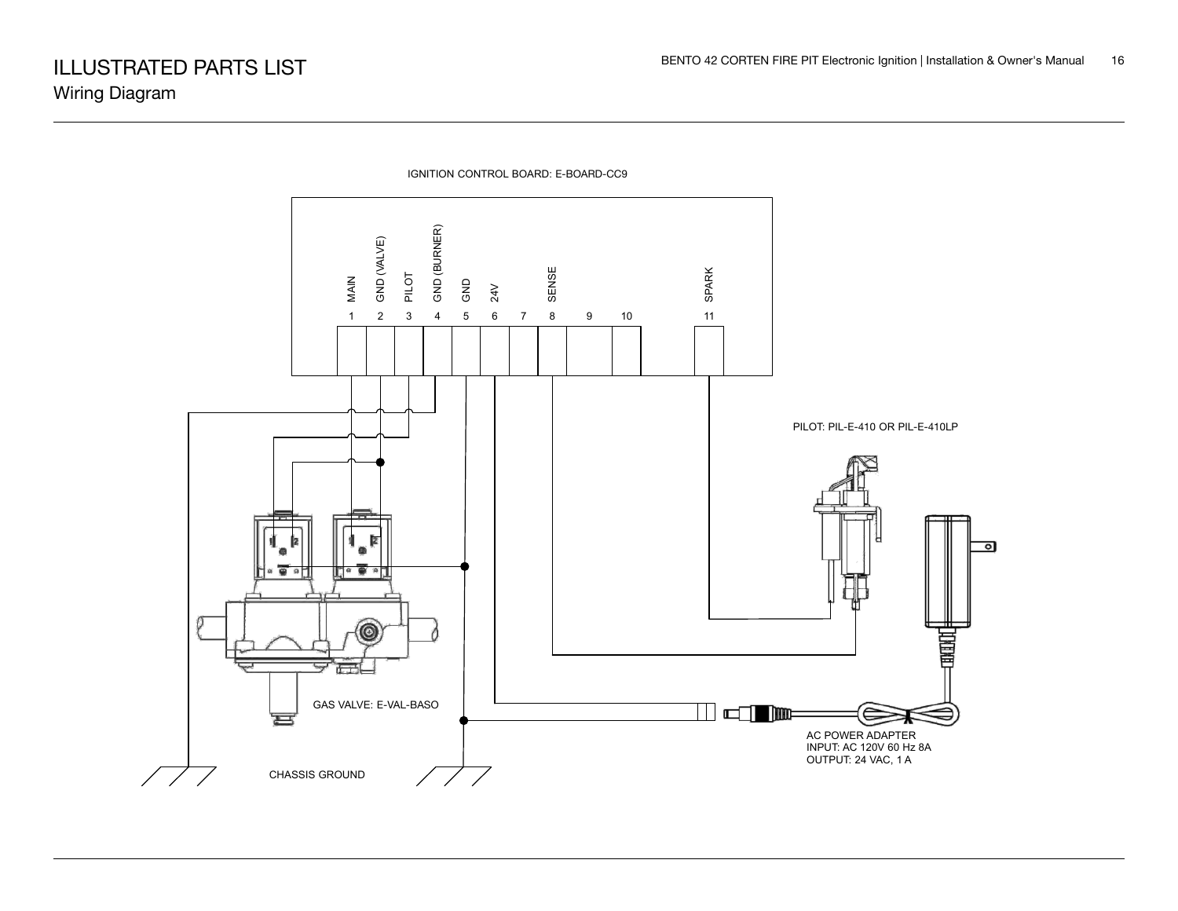# ILLUSTRATED PARTS LIST

## Wiring Diagram

IGNITION CONTROL BOARD: E-BOARD-CC9

| 1 | 2 | 3 | 4 | 5 | 6 | 7 | 8 | 9 | 10 | 11 |
|---|---|---|---|---|---|---|---|---|---|---|
| MAIN | GND (VALVE) | PILOT | GND (BURNER) | GND | 24V | | SENSE | | | SPARK |

PILOT: PIL-E-410 OR PIL-E-410LP

GAS VALVE: E-VAL-BASO

AC POWER ADAPTER
INPUT: AC 120V 60 Hz 8A
OUTPUT: 24 VAC, 1 A

CHASSIS GROUND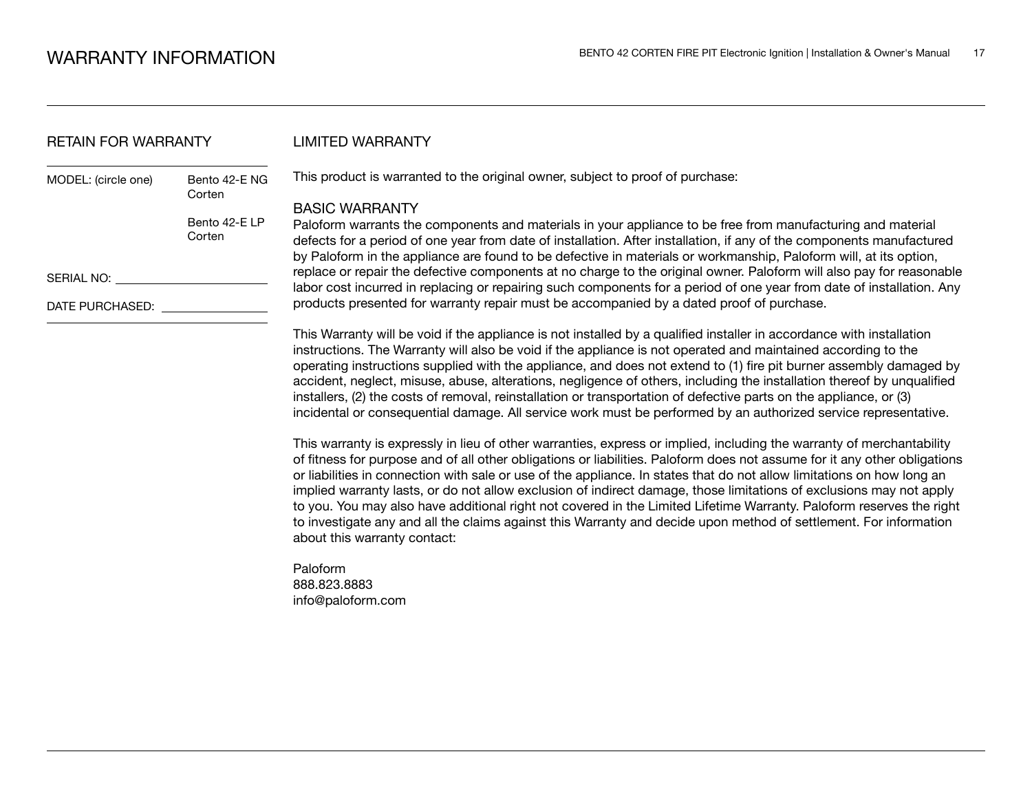# WARRANTY INFORMATION

## RETAIN FOR WARRANTY

| | |
|---|---|
| MODEL: (circle one) | Bento 42-E NG Corten |
| | Bento 42-E LP Corten |
| SERIAL NO: | |
| DATE PURCHASED: | |

## LIMITED WARRANTY

This product is warranted to the original owner, subject to proof of purchase:

### BASIC WARRANTY

Paloform warrants the components and materials in your appliance to be free from manufacturing and material defects for a period of one year from date of installation. After installation, if any of the components manufactured by Paloform in the appliance are found to be defective in materials or workmanship, Paloform will, at its option, replace or repair the defective components at no charge to the original owner. Paloform will also pay for reasonable labor cost incurred in replacing or repairing such components for a period of one year from date of installation. Any products presented for warranty repair must be accompanied by a dated proof of purchase.

This Warranty will be void if the appliance is not installed by a qualified installer in accordance with installation instructions. The Warranty will also be void if the appliance is not operated and maintained according to the operating instructions supplied with the appliance, and does not extend to (1) fire pit burner assembly damaged by accident, neglect, misuse, abuse, alterations, negligence of others, including the installation thereof by unqualified installers, (2) the costs of removal, reinstallation or transportation of defective parts on the appliance, or (3) incidental or consequential damage. All service work must be performed by an authorized service representative.

This warranty is expressly in lieu of other warranties, express or implied, including the warranty of merchantability of fitness for purpose and of all other obligations or liabilities. Paloform does not assume for it any other obligations or liabilities in connection with sale or use of the appliance. In states that do not allow limitations on how long an implied warranty lasts, or do not allow exclusion of indirect damage, those limitations of exclusions may not apply to you. You may also have additional right not covered in the Limited Lifetime Warranty. Paloform reserves the right to investigate any and all the claims against this Warranty and decide upon method of settlement. For information about this warranty contact:

Paloform
888.823.8883
info@paloform.com